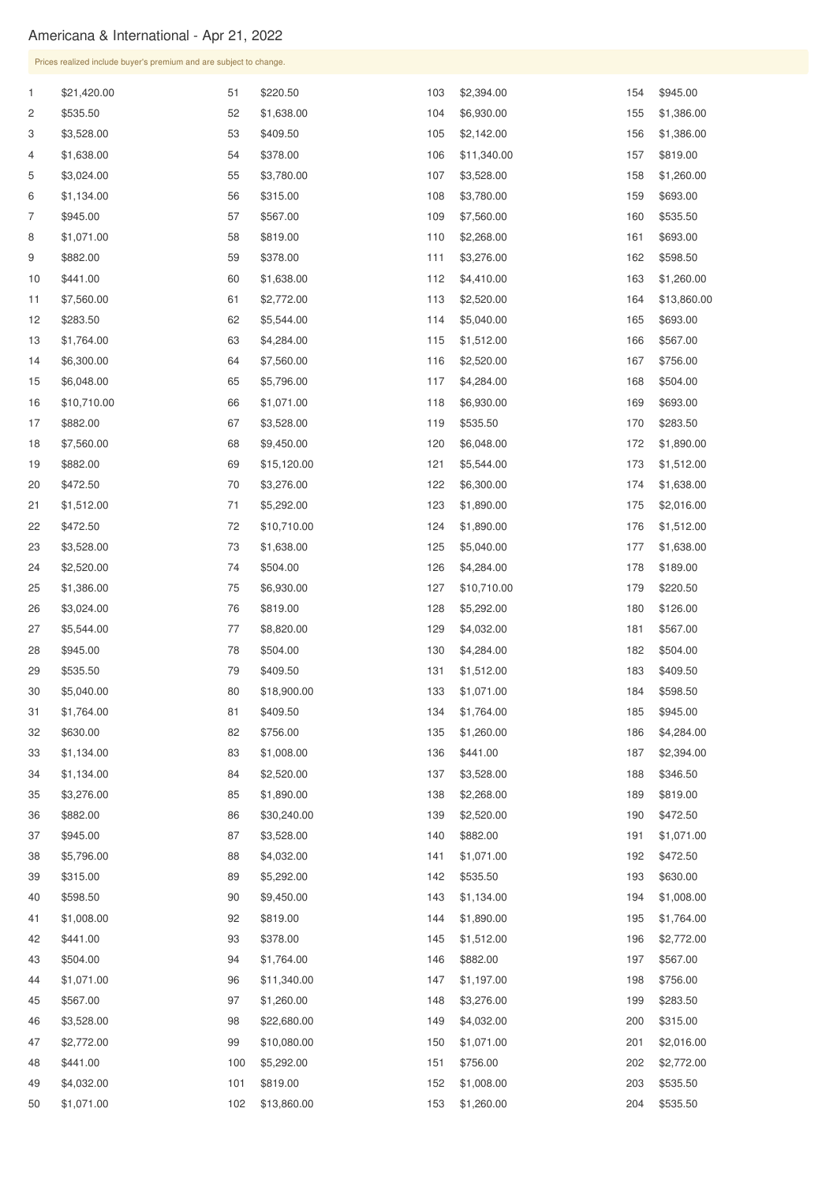# Americana & International - Apr 21, 2022

Prices realized include buyer's premium and are subject to change.

| Lot | Price | Lot | Price | Lot | Price | Lot | Price |
|---|---|---|---|---|---|---|---|
| 1 | $21,420.00 | 51 | $220.50 | 103 | $2,394.00 | 154 | $945.00 |
| 2 | $535.50 | 52 | $1,638.00 | 104 | $6,930.00 | 155 | $1,386.00 |
| 3 | $3,528.00 | 53 | $409.50 | 105 | $2,142.00 | 156 | $1,386.00 |
| 4 | $1,638.00 | 54 | $378.00 | 106 | $11,340.00 | 157 | $819.00 |
| 5 | $3,024.00 | 55 | $3,780.00 | 107 | $3,528.00 | 158 | $1,260.00 |
| 6 | $1,134.00 | 56 | $315.00 | 108 | $3,780.00 | 159 | $693.00 |
| 7 | $945.00 | 57 | $567.00 | 109 | $7,560.00 | 160 | $535.50 |
| 8 | $1,071.00 | 58 | $819.00 | 110 | $2,268.00 | 161 | $693.00 |
| 9 | $882.00 | 59 | $378.00 | 111 | $3,276.00 | 162 | $598.50 |
| 10 | $441.00 | 60 | $1,638.00 | 112 | $4,410.00 | 163 | $1,260.00 |
| 11 | $7,560.00 | 61 | $2,772.00 | 113 | $2,520.00 | 164 | $13,860.00 |
| 12 | $283.50 | 62 | $5,544.00 | 114 | $5,040.00 | 165 | $693.00 |
| 13 | $1,764.00 | 63 | $4,284.00 | 115 | $1,512.00 | 166 | $567.00 |
| 14 | $6,300.00 | 64 | $7,560.00 | 116 | $2,520.00 | 167 | $756.00 |
| 15 | $6,048.00 | 65 | $5,796.00 | 117 | $4,284.00 | 168 | $504.00 |
| 16 | $10,710.00 | 66 | $1,071.00 | 118 | $6,930.00 | 169 | $693.00 |
| 17 | $882.00 | 67 | $3,528.00 | 119 | $535.50 | 170 | $283.50 |
| 18 | $7,560.00 | 68 | $9,450.00 | 120 | $6,048.00 | 172 | $1,890.00 |
| 19 | $882.00 | 69 | $15,120.00 | 121 | $5,544.00 | 173 | $1,512.00 |
| 20 | $472.50 | 70 | $3,276.00 | 122 | $6,300.00 | 174 | $1,638.00 |
| 21 | $1,512.00 | 71 | $5,292.00 | 123 | $1,890.00 | 175 | $2,016.00 |
| 22 | $472.50 | 72 | $10,710.00 | 124 | $1,890.00 | 176 | $1,512.00 |
| 23 | $3,528.00 | 73 | $1,638.00 | 125 | $5,040.00 | 177 | $1,638.00 |
| 24 | $2,520.00 | 74 | $504.00 | 126 | $4,284.00 | 178 | $189.00 |
| 25 | $1,386.00 | 75 | $6,930.00 | 127 | $10,710.00 | 179 | $220.50 |
| 26 | $3,024.00 | 76 | $819.00 | 128 | $5,292.00 | 180 | $126.00 |
| 27 | $5,544.00 | 77 | $8,820.00 | 129 | $4,032.00 | 181 | $567.00 |
| 28 | $945.00 | 78 | $504.00 | 130 | $4,284.00 | 182 | $504.00 |
| 29 | $535.50 | 79 | $409.50 | 131 | $1,512.00 | 183 | $409.50 |
| 30 | $5,040.00 | 80 | $18,900.00 | 133 | $1,071.00 | 184 | $598.50 |
| 31 | $1,764.00 | 81 | $409.50 | 134 | $1,764.00 | 185 | $945.00 |
| 32 | $630.00 | 82 | $756.00 | 135 | $1,260.00 | 186 | $4,284.00 |
| 33 | $1,134.00 | 83 | $1,008.00 | 136 | $441.00 | 187 | $2,394.00 |
| 34 | $1,134.00 | 84 | $2,520.00 | 137 | $3,528.00 | 188 | $346.50 |
| 35 | $3,276.00 | 85 | $1,890.00 | 138 | $2,268.00 | 189 | $819.00 |
| 36 | $882.00 | 86 | $30,240.00 | 139 | $2,520.00 | 190 | $472.50 |
| 37 | $945.00 | 87 | $3,528.00 | 140 | $882.00 | 191 | $1,071.00 |
| 38 | $5,796.00 | 88 | $4,032.00 | 141 | $1,071.00 | 192 | $472.50 |
| 39 | $315.00 | 89 | $5,292.00 | 142 | $535.50 | 193 | $630.00 |
| 40 | $598.50 | 90 | $9,450.00 | 143 | $1,134.00 | 194 | $1,008.00 |
| 41 | $1,008.00 | 92 | $819.00 | 144 | $1,890.00 | 195 | $1,764.00 |
| 42 | $441.00 | 93 | $378.00 | 145 | $1,512.00 | 196 | $2,772.00 |
| 43 | $504.00 | 94 | $1,764.00 | 146 | $882.00 | 197 | $567.00 |
| 44 | $1,071.00 | 96 | $11,340.00 | 147 | $1,197.00 | 198 | $756.00 |
| 45 | $567.00 | 97 | $1,260.00 | 148 | $3,276.00 | 199 | $283.50 |
| 46 | $3,528.00 | 98 | $22,680.00 | 149 | $4,032.00 | 200 | $315.00 |
| 47 | $2,772.00 | 99 | $10,080.00 | 150 | $1,071.00 | 201 | $2,016.00 |
| 48 | $441.00 | 100 | $5,292.00 | 151 | $756.00 | 202 | $2,772.00 |
| 49 | $4,032.00 | 101 | $819.00 | 152 | $1,008.00 | 203 | $535.50 |
| 50 | $1,071.00 | 102 | $13,860.00 | 153 | $1,260.00 | 204 | $535.50 |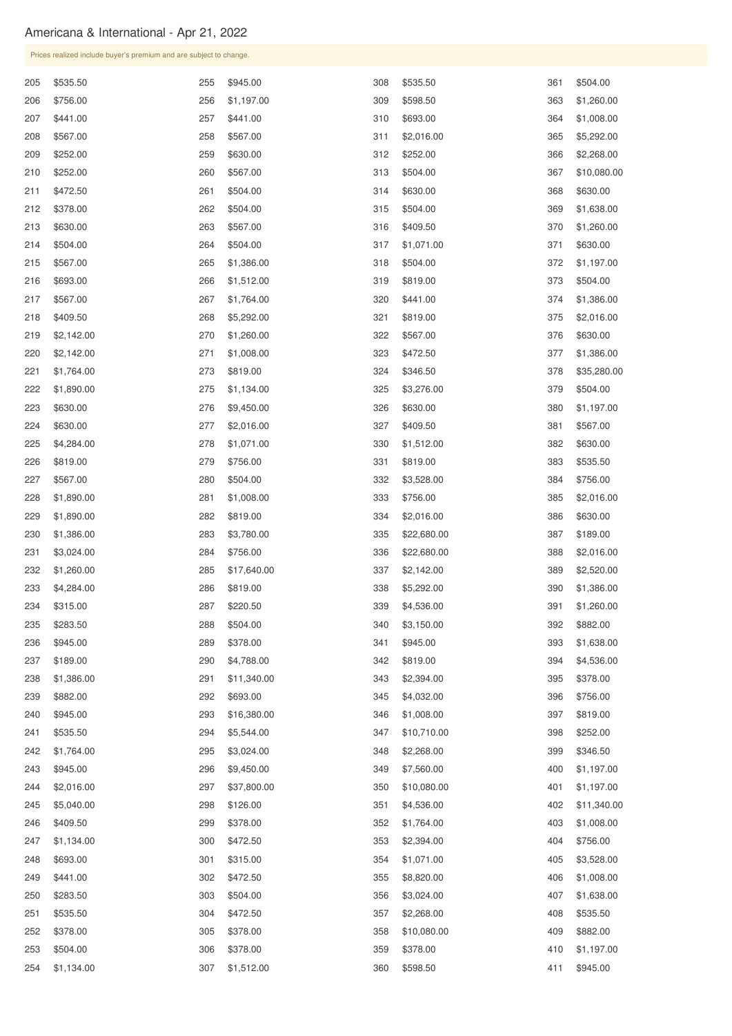## Americana & International - Apr 21, 2022

Prices realized include buyer's premium and are subject to change.

| Lot | Price | Lot | Price | Lot | Price | Lot | Price |
|---|---|---|---|---|---|---|---|
| 205 | $535.50 | 255 | $945.00 | 308 | $535.50 | 361 | $504.00 |
| 206 | $756.00 | 256 | $1,197.00 | 309 | $598.50 | 363 | $1,260.00 |
| 207 | $441.00 | 257 | $441.00 | 310 | $693.00 | 364 | $1,008.00 |
| 208 | $567.00 | 258 | $567.00 | 311 | $2,016.00 | 365 | $5,292.00 |
| 209 | $252.00 | 259 | $630.00 | 312 | $252.00 | 366 | $2,268.00 |
| 210 | $252.00 | 260 | $567.00 | 313 | $504.00 | 367 | $10,080.00 |
| 211 | $472.50 | 261 | $504.00 | 314 | $630.00 | 368 | $630.00 |
| 212 | $378.00 | 262 | $504.00 | 315 | $504.00 | 369 | $1,638.00 |
| 213 | $630.00 | 263 | $567.00 | 316 | $409.50 | 370 | $1,260.00 |
| 214 | $504.00 | 264 | $504.00 | 317 | $1,071.00 | 371 | $630.00 |
| 215 | $567.00 | 265 | $1,386.00 | 318 | $504.00 | 372 | $1,197.00 |
| 216 | $693.00 | 266 | $1,512.00 | 319 | $819.00 | 373 | $504.00 |
| 217 | $567.00 | 267 | $1,764.00 | 320 | $441.00 | 374 | $1,386.00 |
| 218 | $409.50 | 268 | $5,292.00 | 321 | $819.00 | 375 | $2,016.00 |
| 219 | $2,142.00 | 270 | $1,260.00 | 322 | $567.00 | 376 | $630.00 |
| 220 | $2,142.00 | 271 | $1,008.00 | 323 | $472.50 | 377 | $1,386.00 |
| 221 | $1,764.00 | 273 | $819.00 | 324 | $346.50 | 378 | $35,280.00 |
| 222 | $1,890.00 | 275 | $1,134.00 | 325 | $3,276.00 | 379 | $504.00 |
| 223 | $630.00 | 276 | $9,450.00 | 326 | $630.00 | 380 | $1,197.00 |
| 224 | $630.00 | 277 | $2,016.00 | 327 | $409.50 | 381 | $567.00 |
| 225 | $4,284.00 | 278 | $1,071.00 | 330 | $1,512.00 | 382 | $630.00 |
| 226 | $819.00 | 279 | $756.00 | 331 | $819.00 | 383 | $535.50 |
| 227 | $567.00 | 280 | $504.00 | 332 | $3,528.00 | 384 | $756.00 |
| 228 | $1,890.00 | 281 | $1,008.00 | 333 | $756.00 | 385 | $2,016.00 |
| 229 | $1,890.00 | 282 | $819.00 | 334 | $2,016.00 | 386 | $630.00 |
| 230 | $1,386.00 | 283 | $3,780.00 | 335 | $22,680.00 | 387 | $189.00 |
| 231 | $3,024.00 | 284 | $756.00 | 336 | $22,680.00 | 388 | $2,016.00 |
| 232 | $1,260.00 | 285 | $17,640.00 | 337 | $2,142.00 | 389 | $2,520.00 |
| 233 | $4,284.00 | 286 | $819.00 | 338 | $5,292.00 | 390 | $1,386.00 |
| 234 | $315.00 | 287 | $220.50 | 339 | $4,536.00 | 391 | $1,260.00 |
| 235 | $283.50 | 288 | $504.00 | 340 | $3,150.00 | 392 | $882.00 |
| 236 | $945.00 | 289 | $378.00 | 341 | $945.00 | 393 | $1,638.00 |
| 237 | $189.00 | 290 | $4,788.00 | 342 | $819.00 | 394 | $4,536.00 |
| 238 | $1,386.00 | 291 | $11,340.00 | 343 | $2,394.00 | 395 | $378.00 |
| 239 | $882.00 | 292 | $693.00 | 345 | $4,032.00 | 396 | $756.00 |
| 240 | $945.00 | 293 | $16,380.00 | 346 | $1,008.00 | 397 | $819.00 |
| 241 | $535.50 | 294 | $5,544.00 | 347 | $10,710.00 | 398 | $252.00 |
| 242 | $1,764.00 | 295 | $3,024.00 | 348 | $2,268.00 | 399 | $346.50 |
| 243 | $945.00 | 296 | $9,450.00 | 349 | $7,560.00 | 400 | $1,197.00 |
| 244 | $2,016.00 | 297 | $37,800.00 | 350 | $10,080.00 | 401 | $1,197.00 |
| 245 | $5,040.00 | 298 | $126.00 | 351 | $4,536.00 | 402 | $11,340.00 |
| 246 | $409.50 | 299 | $378.00 | 352 | $1,764.00 | 403 | $1,008.00 |
| 247 | $1,134.00 | 300 | $472.50 | 353 | $2,394.00 | 404 | $756.00 |
| 248 | $693.00 | 301 | $315.00 | 354 | $1,071.00 | 405 | $3,528.00 |
| 249 | $441.00 | 302 | $472.50 | 355 | $8,820.00 | 406 | $1,008.00 |
| 250 | $283.50 | 303 | $504.00 | 356 | $3,024.00 | 407 | $1,638.00 |
| 251 | $535.50 | 304 | $472.50 | 357 | $2,268.00 | 408 | $535.50 |
| 252 | $378.00 | 305 | $378.00 | 358 | $10,080.00 | 409 | $882.00 |
| 253 | $504.00 | 306 | $378.00 | 359 | $378.00 | 410 | $1,197.00 |
| 254 | $1,134.00 | 307 | $1,512.00 | 360 | $598.50 | 411 | $945.00 |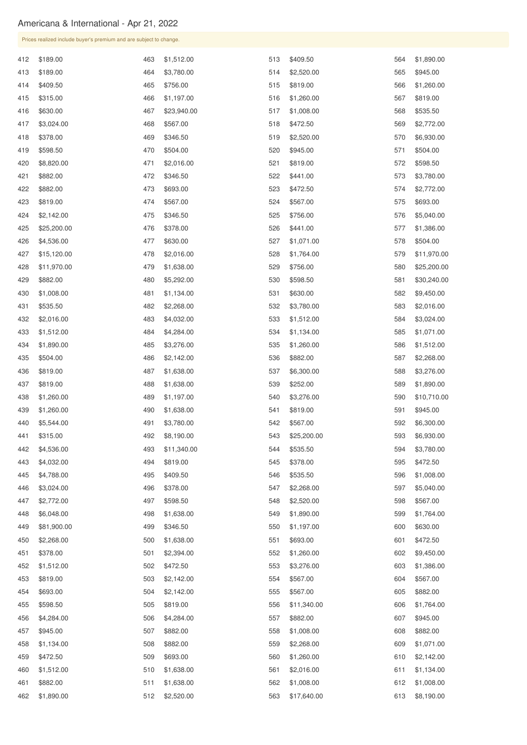## Americana & International - Apr 21, 2022

Prices realized include buyer's premium and are subject to change.

| Lot | Price |
|---|---|
| 412 | $189.00 |
| 413 | $189.00 |
| 414 | $409.50 |
| 415 | $315.00 |
| 416 | $630.00 |
| 417 | $3,024.00 |
| 418 | $378.00 |
| 419 | $598.50 |
| 420 | $8,820.00 |
| 421 | $882.00 |
| 422 | $882.00 |
| 423 | $819.00 |
| 424 | $2,142.00 |
| 425 | $25,200.00 |
| 426 | $4,536.00 |
| 427 | $15,120.00 |
| 428 | $11,970.00 |
| 429 | $882.00 |
| 430 | $1,008.00 |
| 431 | $535.50 |
| 432 | $2,016.00 |
| 433 | $1,512.00 |
| 434 | $1,890.00 |
| 435 | $504.00 |
| 436 | $819.00 |
| 437 | $819.00 |
| 438 | $1,260.00 |
| 439 | $1,260.00 |
| 440 | $5,544.00 |
| 441 | $315.00 |
| 442 | $4,536.00 |
| 443 | $4,032.00 |
| 445 | $4,788.00 |
| 446 | $3,024.00 |
| 447 | $2,772.00 |
| 448 | $6,048.00 |
| 449 | $81,900.00 |
| 450 | $2,268.00 |
| 451 | $378.00 |
| 452 | $1,512.00 |
| 453 | $819.00 |
| 454 | $693.00 |
| 455 | $598.50 |
| 456 | $4,284.00 |
| 457 | $945.00 |
| 458 | $1,134.00 |
| 459 | $472.50 |
| 460 | $1,512.00 |
| 461 | $882.00 |
| 462 | $1,890.00 |
| 463 | $1,512.00 |
| 464 | $3,780.00 |
| 465 | $756.00 |
| 466 | $1,197.00 |
| 467 | $23,940.00 |
| 468 | $567.00 |
| 469 | $346.50 |
| 470 | $504.00 |
| 471 | $2,016.00 |
| 472 | $346.50 |
| 473 | $693.00 |
| 474 | $567.00 |
| 475 | $346.50 |
| 476 | $378.00 |
| 477 | $630.00 |
| 478 | $2,016.00 |
| 479 | $1,638.00 |
| 480 | $5,292.00 |
| 481 | $1,134.00 |
| 482 | $2,268.00 |
| 483 | $4,032.00 |
| 484 | $4,284.00 |
| 485 | $3,276.00 |
| 486 | $2,142.00 |
| 487 | $1,638.00 |
| 488 | $1,638.00 |
| 489 | $1,197.00 |
| 490 | $1,638.00 |
| 491 | $3,780.00 |
| 492 | $8,190.00 |
| 493 | $11,340.00 |
| 494 | $819.00 |
| 495 | $409.50 |
| 496 | $378.00 |
| 497 | $598.50 |
| 498 | $1,638.00 |
| 499 | $346.50 |
| 500 | $1,638.00 |
| 501 | $2,394.00 |
| 502 | $472.50 |
| 503 | $2,142.00 |
| 504 | $2,142.00 |
| 505 | $819.00 |
| 506 | $4,284.00 |
| 507 | $882.00 |
| 508 | $882.00 |
| 509 | $693.00 |
| 510 | $1,638.00 |
| 511 | $1,638.00 |
| 512 | $2,520.00 |
| 513 | $409.50 |
| 514 | $2,520.00 |
| 515 | $819.00 |
| 516 | $1,260.00 |
| 517 | $1,008.00 |
| 518 | $472.50 |
| 519 | $2,520.00 |
| 520 | $945.00 |
| 521 | $819.00 |
| 522 | $441.00 |
| 523 | $472.50 |
| 524 | $567.00 |
| 525 | $756.00 |
| 526 | $441.00 |
| 527 | $1,071.00 |
| 528 | $1,764.00 |
| 529 | $756.00 |
| 530 | $598.50 |
| 531 | $630.00 |
| 532 | $3,780.00 |
| 533 | $1,512.00 |
| 534 | $1,134.00 |
| 535 | $1,260.00 |
| 536 | $882.00 |
| 537 | $6,300.00 |
| 539 | $252.00 |
| 540 | $3,276.00 |
| 541 | $819.00 |
| 542 | $567.00 |
| 543 | $25,200.00 |
| 544 | $535.50 |
| 545 | $378.00 |
| 546 | $535.50 |
| 547 | $2,268.00 |
| 548 | $2,520.00 |
| 549 | $1,890.00 |
| 550 | $1,197.00 |
| 551 | $693.00 |
| 552 | $1,260.00 |
| 553 | $3,276.00 |
| 554 | $567.00 |
| 555 | $567.00 |
| 556 | $11,340.00 |
| 557 | $882.00 |
| 558 | $1,008.00 |
| 559 | $2,268.00 |
| 560 | $1,260.00 |
| 561 | $2,016.00 |
| 562 | $1,008.00 |
| 563 | $17,640.00 |
| 564 | $1,890.00 |
| 565 | $945.00 |
| 566 | $1,260.00 |
| 567 | $819.00 |
| 568 | $535.50 |
| 569 | $2,772.00 |
| 570 | $6,930.00 |
| 571 | $504.00 |
| 572 | $598.50 |
| 573 | $3,780.00 |
| 574 | $2,772.00 |
| 575 | $693.00 |
| 576 | $5,040.00 |
| 577 | $1,386.00 |
| 578 | $504.00 |
| 579 | $11,970.00 |
| 580 | $25,200.00 |
| 581 | $30,240.00 |
| 582 | $9,450.00 |
| 583 | $2,016.00 |
| 584 | $3,024.00 |
| 585 | $1,071.00 |
| 586 | $1,512.00 |
| 587 | $2,268.00 |
| 588 | $3,276.00 |
| 589 | $1,890.00 |
| 590 | $10,710.00 |
| 591 | $945.00 |
| 592 | $6,300.00 |
| 593 | $6,930.00 |
| 594 | $3,780.00 |
| 595 | $472.50 |
| 596 | $1,008.00 |
| 597 | $5,040.00 |
| 598 | $567.00 |
| 599 | $1,764.00 |
| 600 | $630.00 |
| 601 | $472.50 |
| 602 | $9,450.00 |
| 603 | $1,386.00 |
| 604 | $567.00 |
| 605 | $882.00 |
| 606 | $1,764.00 |
| 607 | $945.00 |
| 608 | $882.00 |
| 609 | $1,071.00 |
| 610 | $2,142.00 |
| 611 | $1,134.00 |
| 612 | $1,008.00 |
| 613 | $8,190.00 |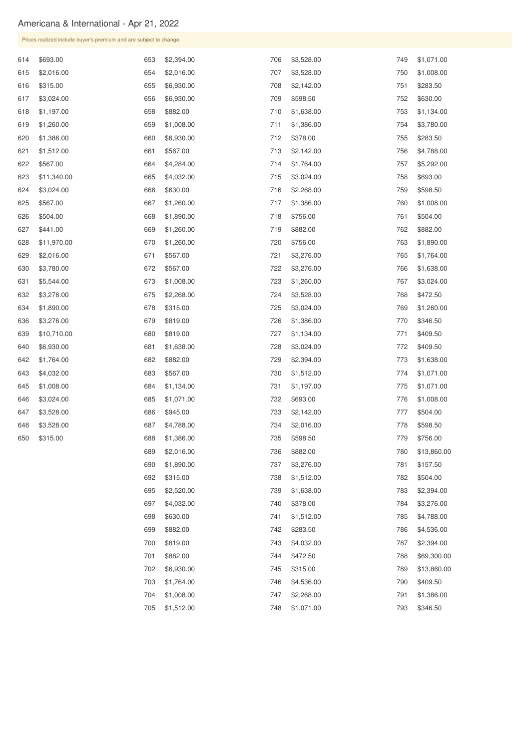# Americana & International - Apr 21, 2022

Prices realized include buyer's premium and are subject to change.

| Lot | Price |
|---|---|
| 614 | $693.00 |
| 615 | $2,016.00 |
| 616 | $315.00 |
| 617 | $3,024.00 |
| 618 | $1,197.00 |
| 619 | $1,260.00 |
| 620 | $1,386.00 |
| 621 | $1,512.00 |
| 622 | $567.00 |
| 623 | $11,340.00 |
| 624 | $3,024.00 |
| 625 | $567.00 |
| 626 | $504.00 |
| 627 | $441.00 |
| 628 | $11,970.00 |
| 629 | $2,016.00 |
| 630 | $3,780.00 |
| 631 | $5,544.00 |
| 632 | $3,276.00 |
| 634 | $1,890.00 |
| 636 | $3,276.00 |
| 639 | $10,710.00 |
| 640 | $6,930.00 |
| 642 | $1,764.00 |
| 643 | $4,032.00 |
| 645 | $1,008.00 |
| 646 | $3,024.00 |
| 647 | $3,528.00 |
| 648 | $3,528.00 |
| 650 | $315.00 |
| 653 | $2,394.00 |
| 654 | $2,016.00 |
| 655 | $6,930.00 |
| 656 | $6,930.00 |
| 658 | $882.00 |
| 659 | $1,008.00 |
| 660 | $6,930.00 |
| 661 | $567.00 |
| 664 | $4,284.00 |
| 665 | $4,032.00 |
| 666 | $630.00 |
| 667 | $1,260.00 |
| 668 | $1,890.00 |
| 669 | $1,260.00 |
| 670 | $1,260.00 |
| 671 | $567.00 |
| 672 | $567.00 |
| 673 | $1,008.00 |
| 675 | $2,268.00 |
| 678 | $315.00 |
| 679 | $819.00 |
| 680 | $819.00 |
| 681 | $1,638.00 |
| 682 | $882.00 |
| 683 | $567.00 |
| 684 | $1,134.00 |
| 685 | $1,071.00 |
| 686 | $945.00 |
| 687 | $4,788.00 |
| 688 | $1,386.00 |
| 689 | $2,016.00 |
| 690 | $1,890.00 |
| 692 | $315.00 |
| 695 | $2,520.00 |
| 697 | $4,032.00 |
| 698 | $630.00 |
| 699 | $882.00 |
| 700 | $819.00 |
| 701 | $882.00 |
| 702 | $6,930.00 |
| 703 | $1,764.00 |
| 704 | $1,008.00 |
| 705 | $1,512.00 |
| 706 | $3,528.00 |
| 707 | $3,528.00 |
| 708 | $2,142.00 |
| 709 | $598.50 |
| 710 | $1,638.00 |
| 711 | $1,386.00 |
| 712 | $378.00 |
| 713 | $2,142.00 |
| 714 | $1,764.00 |
| 715 | $3,024.00 |
| 716 | $2,268.00 |
| 717 | $1,386.00 |
| 718 | $756.00 |
| 719 | $882.00 |
| 720 | $756.00 |
| 721 | $3,276.00 |
| 722 | $3,276.00 |
| 723 | $1,260.00 |
| 724 | $3,528.00 |
| 725 | $3,024.00 |
| 726 | $1,386.00 |
| 727 | $1,134.00 |
| 728 | $3,024.00 |
| 729 | $2,394.00 |
| 730 | $1,512.00 |
| 731 | $1,197.00 |
| 732 | $693.00 |
| 733 | $2,142.00 |
| 734 | $2,016.00 |
| 735 | $598.50 |
| 736 | $882.00 |
| 737 | $3,276.00 |
| 738 | $1,512.00 |
| 739 | $1,638.00 |
| 740 | $378.00 |
| 741 | $1,512.00 |
| 742 | $283.50 |
| 743 | $4,032.00 |
| 744 | $472.50 |
| 745 | $315.00 |
| 746 | $4,536.00 |
| 747 | $2,268.00 |
| 748 | $1,071.00 |
| 749 | $1,071.00 |
| 750 | $1,008.00 |
| 751 | $283.50 |
| 752 | $630.00 |
| 753 | $1,134.00 |
| 754 | $3,780.00 |
| 755 | $283.50 |
| 756 | $4,788.00 |
| 757 | $5,292.00 |
| 758 | $693.00 |
| 759 | $598.50 |
| 760 | $1,008.00 |
| 761 | $504.00 |
| 762 | $882.00 |
| 763 | $1,890.00 |
| 765 | $1,764.00 |
| 766 | $1,638.00 |
| 767 | $3,024.00 |
| 768 | $472.50 |
| 769 | $1,260.00 |
| 770 | $346.50 |
| 771 | $409.50 |
| 772 | $409.50 |
| 773 | $1,638.00 |
| 774 | $1,071.00 |
| 775 | $1,071.00 |
| 776 | $1,008.00 |
| 777 | $504.00 |
| 778 | $598.50 |
| 779 | $756.00 |
| 780 | $13,860.00 |
| 781 | $157.50 |
| 782 | $504.00 |
| 783 | $2,394.00 |
| 784 | $3,276.00 |
| 785 | $4,788.00 |
| 786 | $4,536.00 |
| 787 | $2,394.00 |
| 788 | $69,300.00 |
| 789 | $13,860.00 |
| 790 | $409.50 |
| 791 | $1,386.00 |
| 793 | $346.50 |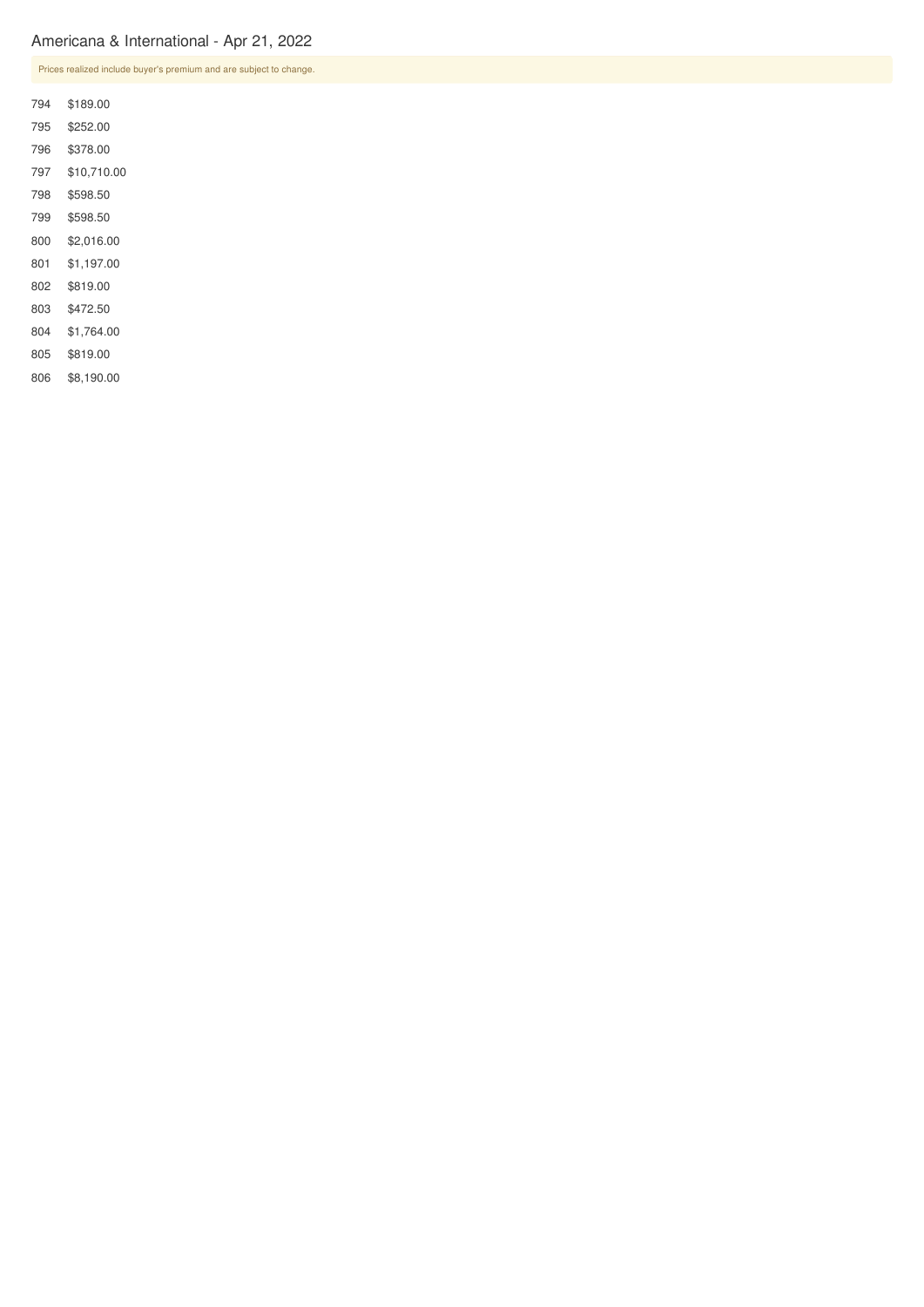Americana & International - Apr 21, 2022

Prices realized include buyer's premium and are subject to change.

| | |
|---|---|
| 794 | $189.00 |
| 795 | $252.00 |
| 796 | $378.00 |
| 797 | $10,710.00 |
| 798 | $598.50 |
| 799 | $598.50 |
| 800 | $2,016.00 |
| 801 | $1,197.00 |
| 802 | $819.00 |
| 803 | $472.50 |
| 804 | $1,764.00 |
| 805 | $819.00 |
| 806 | $8,190.00 |